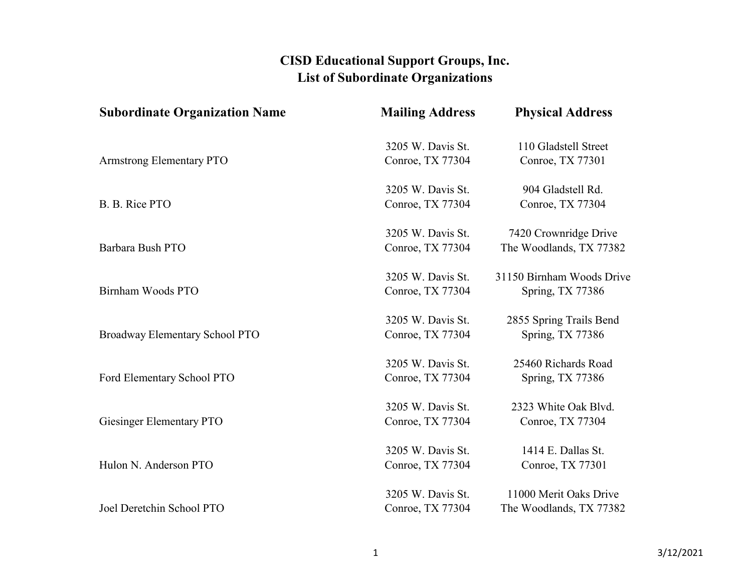# CISD Educational Support Groups, Inc.
## List of Subordinate Organizations

| Subordinate Organization Name | Mailing Address | Physical Address |
|---|---|---|
| Armstrong Elementary PTO | 3205 W. Davis St. Conroe, TX 77304 | 110 Gladstell Street Conroe, TX 77301 |
| B. B. Rice PTO | 3205 W. Davis St. Conroe, TX 77304 | 904 Gladstell Rd. Conroe, TX 77304 |
| Barbara Bush PTO | 3205 W. Davis St. Conroe, TX 77304 | 7420 Crownridge Drive The Woodlands, TX 77382 |
| Birnham Woods PTO | 3205 W. Davis St. Conroe, TX 77304 | 31150 Birnham Woods Drive Spring, TX 77386 |
| Broadway Elementary School PTO | 3205 W. Davis St. Conroe, TX 77304 | 2855 Spring Trails Bend Spring, TX 77386 |
| Ford Elementary School PTO | 3205 W. Davis St. Conroe, TX 77304 | 25460 Richards Road Spring, TX 77386 |
| Giesinger Elementary PTO | 3205 W. Davis St. Conroe, TX 77304 | 2323 White Oak Blvd. Conroe, TX 77304 |
| Hulon N. Anderson PTO | 3205 W. Davis St. Conroe, TX 77304 | 1414 E. Dallas St. Conroe, TX 77301 |
| Joel Deretchin School PTO | 3205 W. Davis St. Conroe, TX 77304 | 11000 Merit Oaks Drive The Woodlands, TX 77382 |

3/12/2021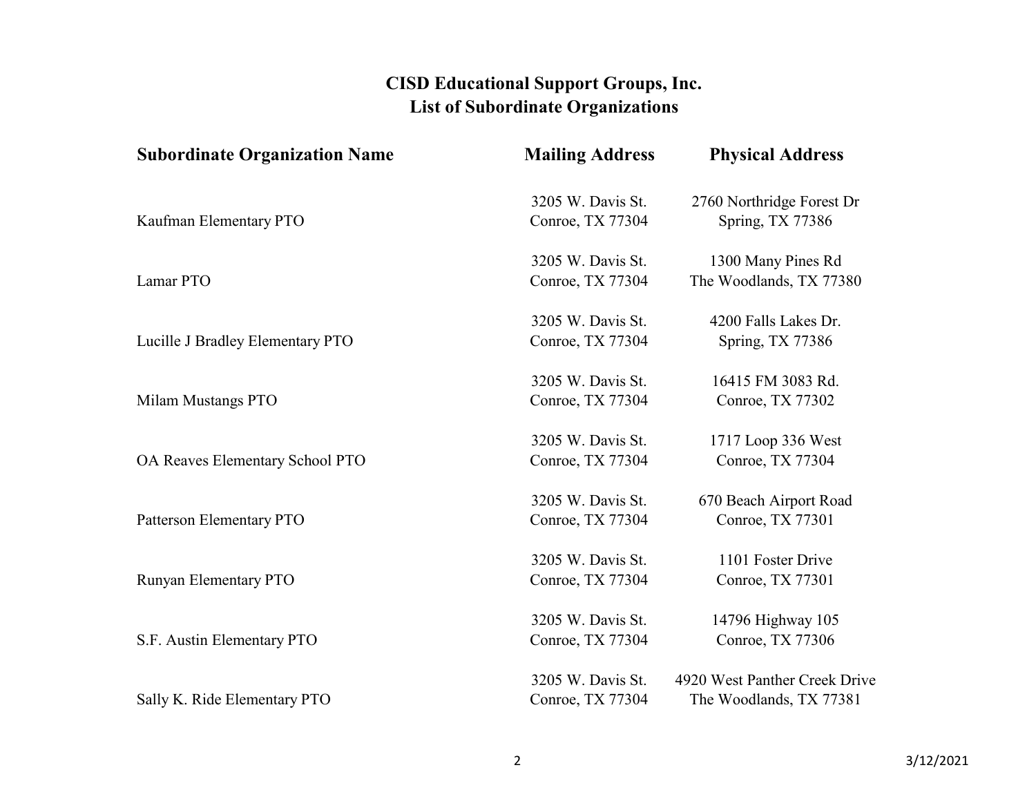# CISD Educational Support Groups, Inc.
## List of Subordinate Organizations

| Subordinate Organization Name | Mailing Address | Physical Address |
|---|---|---|
| Kaufman Elementary PTO | 3205 W. Davis St. Conroe, TX 77304 | 2760 Northridge Forest Dr Spring, TX 77386 |
| Lamar PTO | 3205 W. Davis St. Conroe, TX 77304 | 1300 Many Pines Rd The Woodlands, TX 77380 |
| Lucille J Bradley Elementary PTO | 3205 W. Davis St. Conroe, TX 77304 | 4200 Falls Lakes Dr. Spring, TX 77386 |
| Milam Mustangs PTO | 3205 W. Davis St. Conroe, TX 77304 | 16415 FM 3083 Rd. Conroe, TX 77302 |
| OA Reaves Elementary School PTO | 3205 W. Davis St. Conroe, TX 77304 | 1717 Loop 336 West Conroe, TX 77304 |
| Patterson Elementary PTO | 3205 W. Davis St. Conroe, TX 77304 | 670 Beach Airport Road Conroe, TX 77301 |
| Runyan Elementary PTO | 3205 W. Davis St. Conroe, TX 77304 | 1101 Foster Drive Conroe, TX 77301 |
| S.F. Austin Elementary PTO | 3205 W. Davis St. Conroe, TX 77304 | 14796 Highway 105 Conroe, TX 77306 |
| Sally K. Ride Elementary PTO | 3205 W. Davis St. Conroe, TX 77304 | 4920 West Panther Creek Drive The Woodlands, TX 77381 |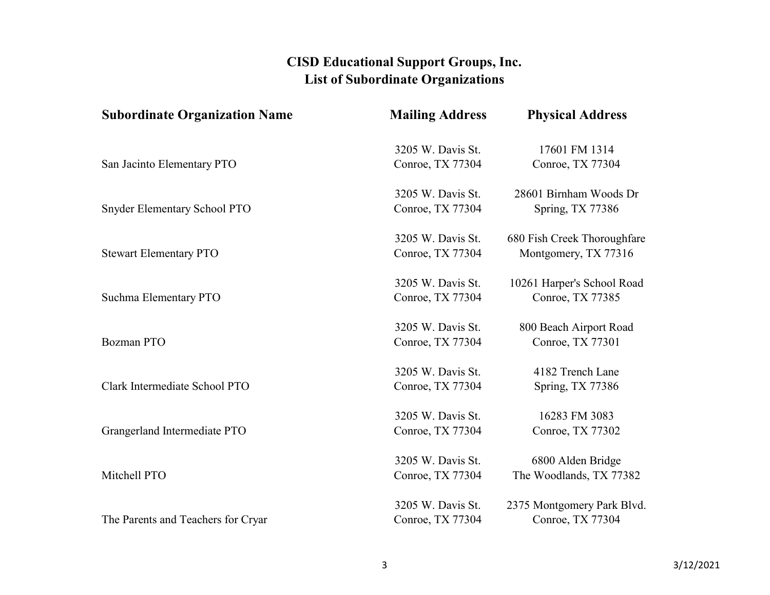# CISD Educational Support Groups, Inc.
## List of Subordinate Organizations

| Subordinate Organization Name | Mailing Address | Physical Address |
|---|---|---|
| San Jacinto Elementary PTO | 3205 W. Davis St. Conroe, TX 77304 | 17601 FM 1314 Conroe, TX 77304 |
| Snyder Elementary School PTO | 3205 W. Davis St. Conroe, TX 77304 | 28601 Birnham Woods Dr Spring, TX 77386 |
| Stewart Elementary PTO | 3205 W. Davis St. Conroe, TX 77304 | 680 Fish Creek Thoroughfare Montgomery, TX 77316 |
| Suchma Elementary PTO | 3205 W. Davis St. Conroe, TX 77304 | 10261 Harper's School Road Conroe, TX 77385 |
| Bozman PTO | 3205 W. Davis St. Conroe, TX 77304 | 800 Beach Airport Road Conroe, TX 77301 |
| Clark Intermediate School PTO | 3205 W. Davis St. Conroe, TX 77304 | 4182 Trench Lane Spring, TX 77386 |
| Grangerland Intermediate PTO | 3205 W. Davis St. Conroe, TX 77304 | 16283 FM 3083 Conroe, TX 77302 |
| Mitchell PTO | 3205 W. Davis St. Conroe, TX 77304 | 6800 Alden Bridge The Woodlands, TX 77382 |
| The Parents and Teachers for Cryar | 3205 W. Davis St. Conroe, TX 77304 | 2375 Montgomery Park Blvd. Conroe, TX 77304 |

3/12/2021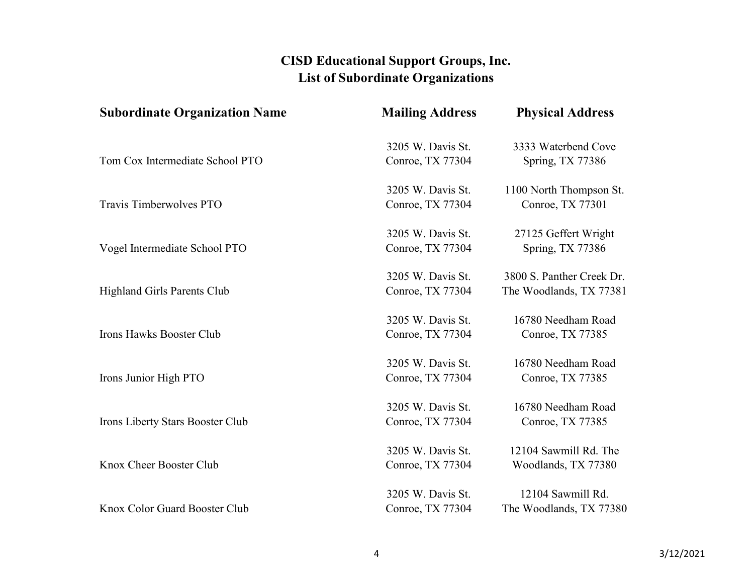# CISD Educational Support Groups, Inc.
## List of Subordinate Organizations

| Subordinate Organization Name | Mailing Address | Physical Address |
|---|---|---|
| Tom Cox Intermediate School PTO | 3205 W. Davis St. Conroe, TX 77304 | 3333 Waterbend Cove Spring, TX 77386 |
| Travis Timberwolves PTO | 3205 W. Davis St. Conroe, TX 77304 | 1100 North Thompson St. Conroe, TX 77301 |
| Vogel Intermediate School PTO | 3205 W. Davis St. Conroe, TX 77304 | 27125 Geffert Wright Spring, TX 77386 |
| Highland Girls Parents Club | 3205 W. Davis St. Conroe, TX 77304 | 3800 S. Panther Creek Dr. The Woodlands, TX 77381 |
| Irons Hawks Booster Club | 3205 W. Davis St. Conroe, TX 77304 | 16780 Needham Road Conroe, TX 77385 |
| Irons Junior High PTO | 3205 W. Davis St. Conroe, TX 77304 | 16780 Needham Road Conroe, TX 77385 |
| Irons Liberty Stars Booster Club | 3205 W. Davis St. Conroe, TX 77304 | 16780 Needham Road Conroe, TX 77385 |
| Knox Cheer Booster Club | 3205 W. Davis St. Conroe, TX 77304 | 12104 Sawmill Rd. The Woodlands, TX 77380 |
| Knox Color Guard Booster Club | 3205 W. Davis St. Conroe, TX 77304 | 12104 Sawmill Rd. The Woodlands, TX 77380 |

3/12/2021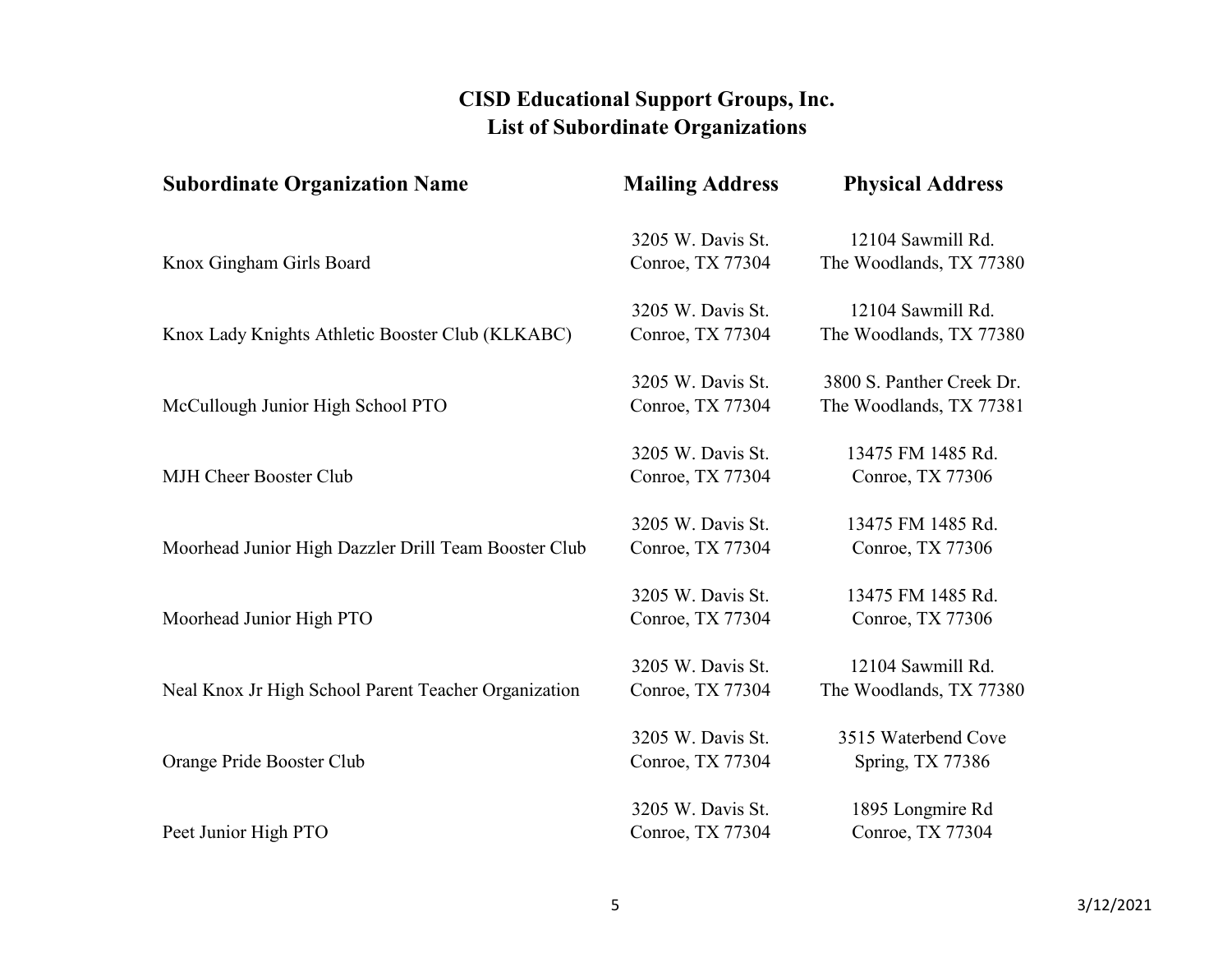## CISD Educational Support Groups, Inc.
## List of Subordinate Organizations

| Subordinate Organization Name | Mailing Address | Physical Address |
|---|---|---|
| Knox Gingham Girls Board | 3205 W. Davis St. Conroe, TX 77304 | 12104 Sawmill Rd. The Woodlands, TX 77380 |
| Knox Lady Knights Athletic Booster Club (KLKABC) | 3205 W. Davis St. Conroe, TX 77304 | 12104 Sawmill Rd. The Woodlands, TX 77380 |
| McCullough Junior High School PTO | 3205 W. Davis St. Conroe, TX 77304 | 3800 S. Panther Creek Dr. The Woodlands, TX 77381 |
| MJH Cheer Booster Club | 3205 W. Davis St. Conroe, TX 77304 | 13475 FM 1485 Rd. Conroe, TX 77306 |
| Moorhead Junior High Dazzler Drill Team Booster Club | 3205 W. Davis St. Conroe, TX 77304 | 13475 FM 1485 Rd. Conroe, TX 77306 |
| Moorhead Junior High PTO | 3205 W. Davis St. Conroe, TX 77304 | 13475 FM 1485 Rd. Conroe, TX 77306 |
| Neal Knox Jr High School Parent Teacher Organization | 3205 W. Davis St. Conroe, TX 77304 | 12104 Sawmill Rd. The Woodlands, TX 77380 |
| Orange Pride Booster Club | 3205 W. Davis St. Conroe, TX 77304 | 3515 Waterbend Cove Spring, TX 77386 |
| Peet Junior High PTO | 3205 W. Davis St. Conroe, TX 77304 | 1895 Longmire Rd Conroe, TX 77304 |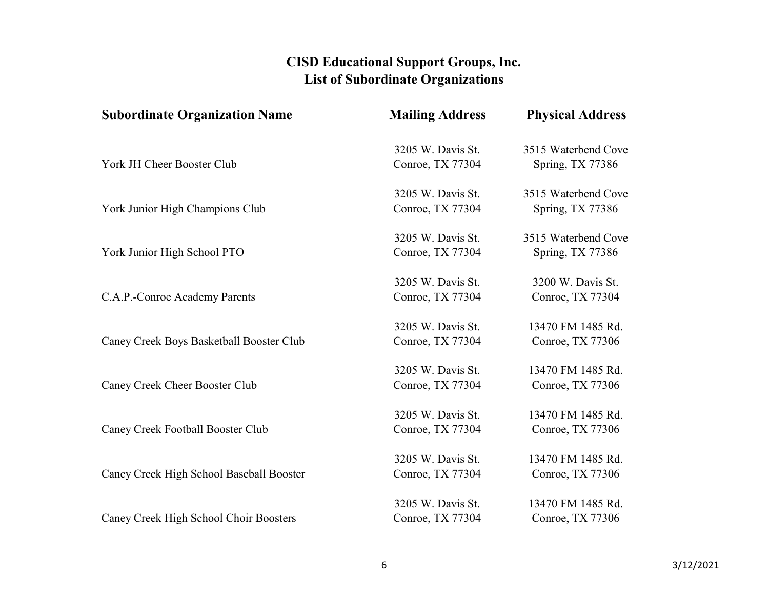**CISD Educational Support Groups, Inc.**
**List of Subordinate Organizations**

| Subordinate Organization Name | Mailing Address | Physical Address |
| --- | --- | --- |
| York JH Cheer Booster Club | 3205 W. Davis St. Conroe, TX 77304 | 3515 Waterbend Cove Spring, TX 77386 |
| York Junior High Champions Club | 3205 W. Davis St. Conroe, TX 77304 | 3515 Waterbend Cove Spring, TX 77386 |
| York Junior High School PTO | 3205 W. Davis St. Conroe, TX 77304 | 3515 Waterbend Cove Spring, TX 77386 |
| C.A.P.-Conroe Academy Parents | 3205 W. Davis St. Conroe, TX 77304 | 3200 W. Davis St. Conroe, TX 77304 |
| Caney Creek Boys Basketball Booster Club | 3205 W. Davis St. Conroe, TX 77304 | 13470 FM 1485 Rd. Conroe, TX 77306 |
| Caney Creek Cheer Booster Club | 3205 W. Davis St. Conroe, TX 77304 | 13470 FM 1485 Rd. Conroe, TX 77306 |
| Caney Creek Football Booster Club | 3205 W. Davis St. Conroe, TX 77304 | 13470 FM 1485 Rd. Conroe, TX 77306 |
| Caney Creek High School Baseball Booster | 3205 W. Davis St. Conroe, TX 77304 | 13470 FM 1485 Rd. Conroe, TX 77306 |
| Caney Creek High School Choir Boosters | 3205 W. Davis St. Conroe, TX 77304 | 13470 FM 1485 Rd. Conroe, TX 77306 |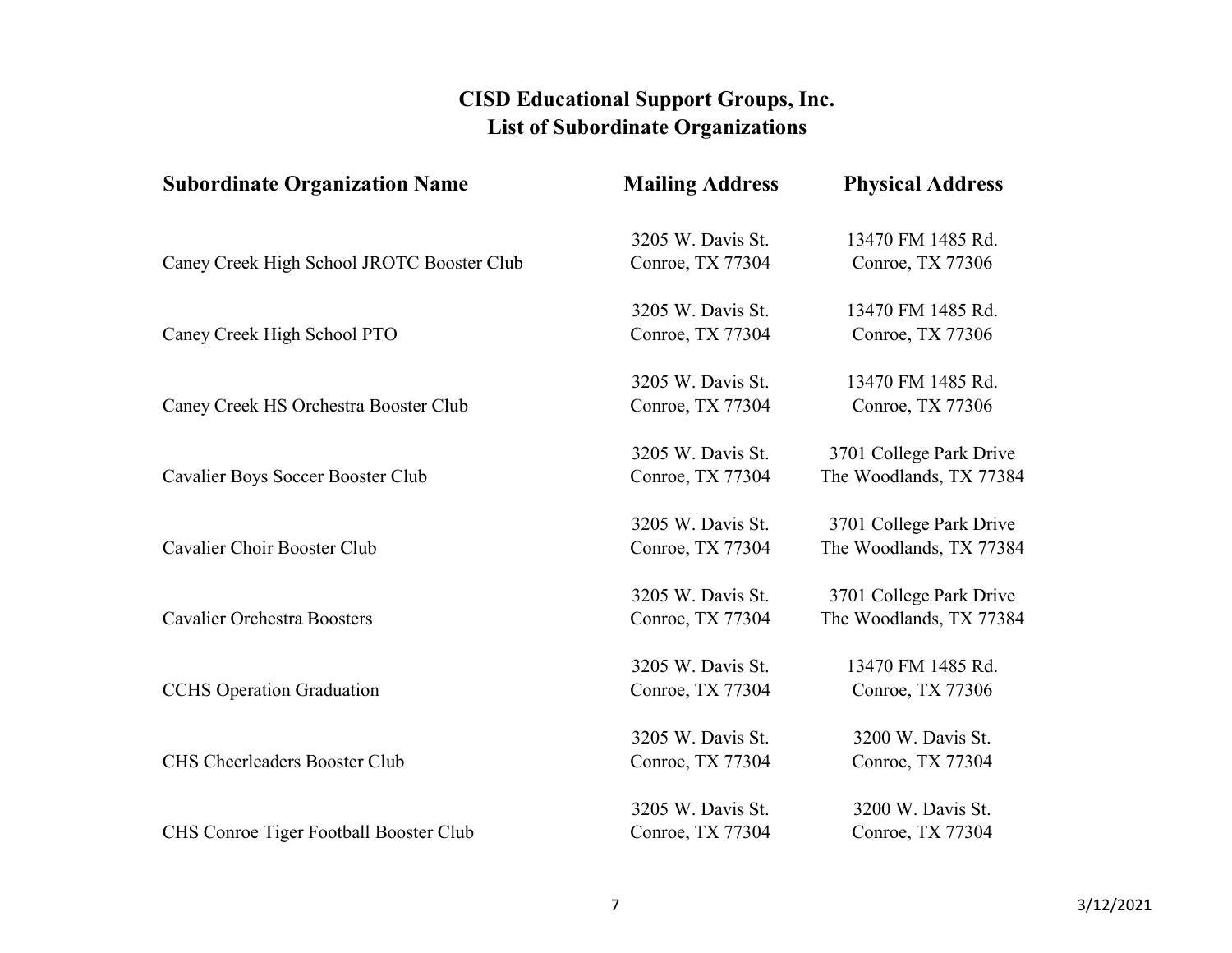# CISD Educational Support Groups, Inc.
## List of Subordinate Organizations

| Subordinate Organization Name | Mailing Address | Physical Address |
|---|---|---|
| Caney Creek High School JROTC Booster Club | 3205 W. Davis St.<br>Conroe, TX 77304 | 13470 FM 1485 Rd.<br>Conroe, TX 77306 |
| Caney Creek High School PTO | 3205 W. Davis St.<br>Conroe, TX 77304 | 13470 FM 1485 Rd.<br>Conroe, TX 77306 |
| Caney Creek HS Orchestra Booster Club | 3205 W. Davis St.<br>Conroe, TX 77304 | 13470 FM 1485 Rd.<br>Conroe, TX 77306 |
| Cavalier Boys Soccer Booster Club | 3205 W. Davis St.<br>Conroe, TX 77304 | 3701 College Park Drive<br>The Woodlands, TX 77384 |
| Cavalier Choir Booster Club | 3205 W. Davis St.<br>Conroe, TX 77304 | 3701 College Park Drive<br>The Woodlands, TX 77384 |
| Cavalier Orchestra Boosters | 3205 W. Davis St.<br>Conroe, TX 77304 | 3701 College Park Drive<br>The Woodlands, TX 77384 |
| CCHS Operation Graduation | 3205 W. Davis St.<br>Conroe, TX 77304 | 13470 FM 1485 Rd.<br>Conroe, TX 77306 |
| CHS Cheerleaders Booster Club | 3205 W. Davis St.<br>Conroe, TX 77304 | 3200 W. Davis St.<br>Conroe, TX 77304 |
| CHS Conroe Tiger Football Booster Club | 3205 W. Davis St.<br>Conroe, TX 77304 | 3200 W. Davis St.<br>Conroe, TX 77304 |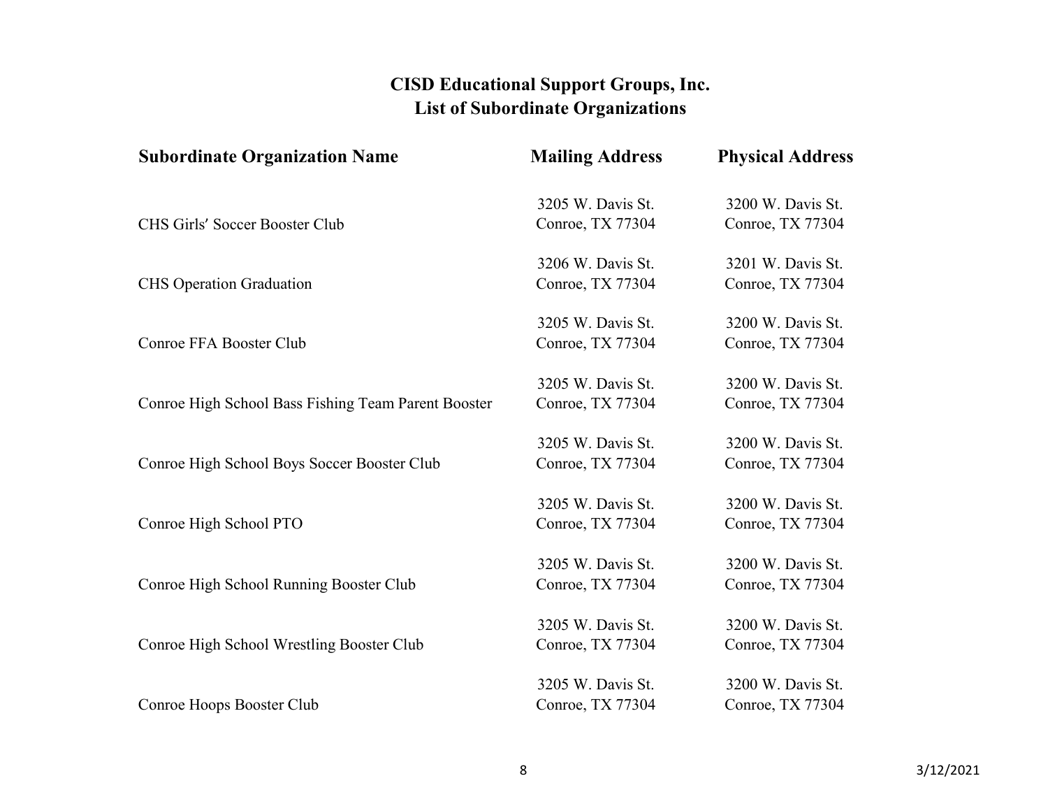# CISD Educational Support Groups, Inc.

## List of Subordinate Organizations

| Subordinate Organization Name | Mailing Address | Physical Address |
| --- | --- | --- |
| CHS Girls' Soccer Booster Club | 3205 W. Davis St. Conroe, TX 77304 | 3200 W. Davis St. Conroe, TX 77304 |
| CHS Operation Graduation | 3206 W. Davis St. Conroe, TX 77304 | 3201 W. Davis St. Conroe, TX 77304 |
| Conroe FFA Booster Club | 3205 W. Davis St. Conroe, TX 77304 | 3200 W. Davis St. Conroe, TX 77304 |
| Conroe High School Bass Fishing Team Parent Booster | 3205 W. Davis St. Conroe, TX 77304 | 3200 W. Davis St. Conroe, TX 77304 |
| Conroe High School Boys Soccer Booster Club | 3205 W. Davis St. Conroe, TX 77304 | 3200 W. Davis St. Conroe, TX 77304 |
| Conroe High School PTO | 3205 W. Davis St. Conroe, TX 77304 | 3200 W. Davis St. Conroe, TX 77304 |
| Conroe High School Running Booster Club | 3205 W. Davis St. Conroe, TX 77304 | 3200 W. Davis St. Conroe, TX 77304 |
| Conroe High School Wrestling Booster Club | 3205 W. Davis St. Conroe, TX 77304 | 3200 W. Davis St. Conroe, TX 77304 |
| Conroe Hoops Booster Club | 3205 W. Davis St. Conroe, TX 77304 | 3200 W. Davis St. Conroe, TX 77304 |

3/12/2021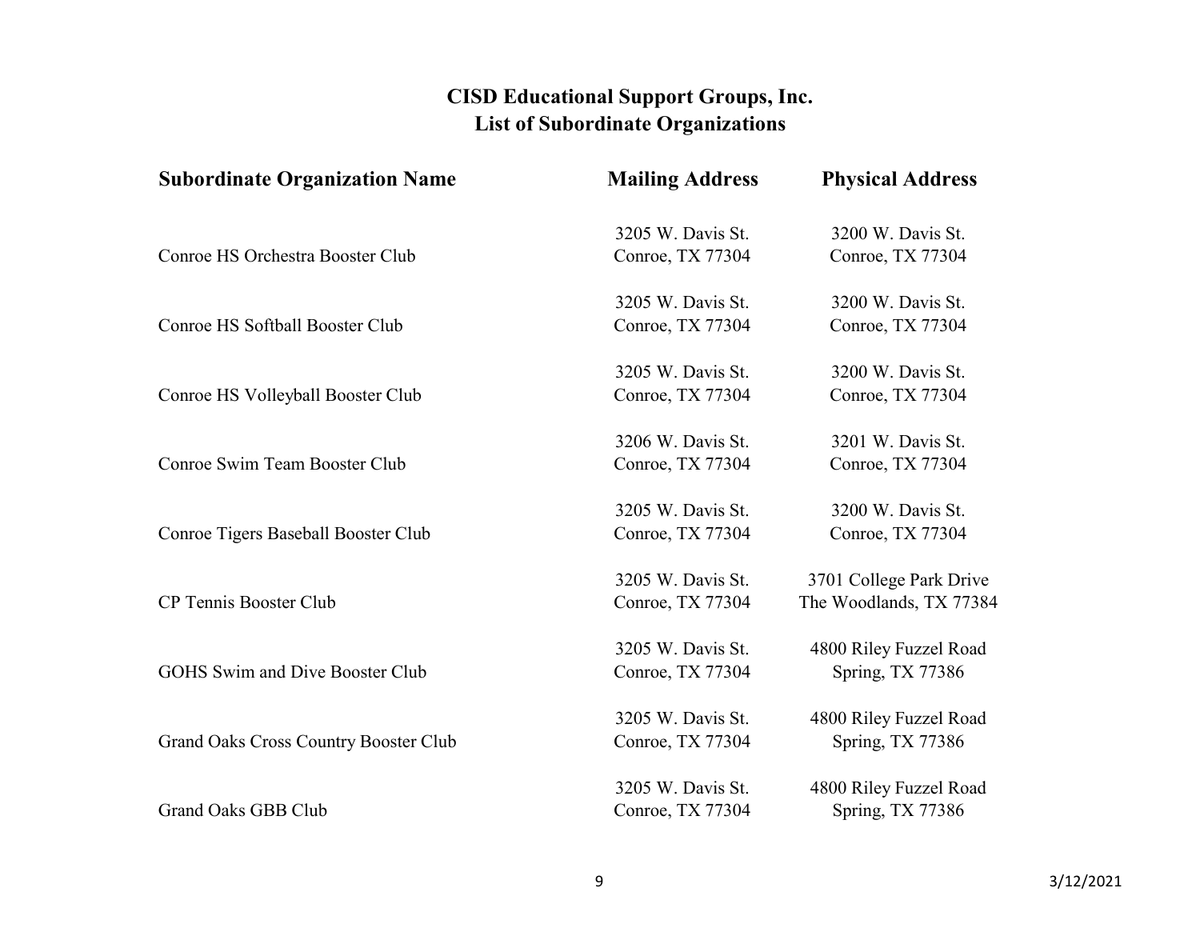# CISD Educational Support Groups, Inc.
## List of Subordinate Organizations

| Subordinate Organization Name | Mailing Address | Physical Address |
|---|---|---|
| Conroe HS Orchestra Booster Club | 3205 W. Davis St. Conroe, TX 77304 | 3200 W. Davis St. Conroe, TX 77304 |
| Conroe HS Softball Booster Club | 3205 W. Davis St. Conroe, TX 77304 | 3200 W. Davis St. Conroe, TX 77304 |
| Conroe HS Volleyball Booster Club | 3205 W. Davis St. Conroe, TX 77304 | 3200 W. Davis St. Conroe, TX 77304 |
| Conroe Swim Team Booster Club | 3206 W. Davis St. Conroe, TX 77304 | 3201 W. Davis St. Conroe, TX 77304 |
| Conroe Tigers Baseball Booster Club | 3205 W. Davis St. Conroe, TX 77304 | 3200 W. Davis St. Conroe, TX 77304 |
| CP Tennis Booster Club | 3205 W. Davis St. Conroe, TX 77304 | 3701 College Park Drive The Woodlands, TX 77384 |
| GOHS Swim and Dive Booster Club | 3205 W. Davis St. Conroe, TX 77304 | 4800 Riley Fuzzel Road Spring, TX 77386 |
| Grand Oaks Cross Country Booster Club | 3205 W. Davis St. Conroe, TX 77304 | 4800 Riley Fuzzel Road Spring, TX 77386 |
| Grand Oaks GBB Club | 3205 W. Davis St. Conroe, TX 77304 | 4800 Riley Fuzzel Road Spring, TX 77386 |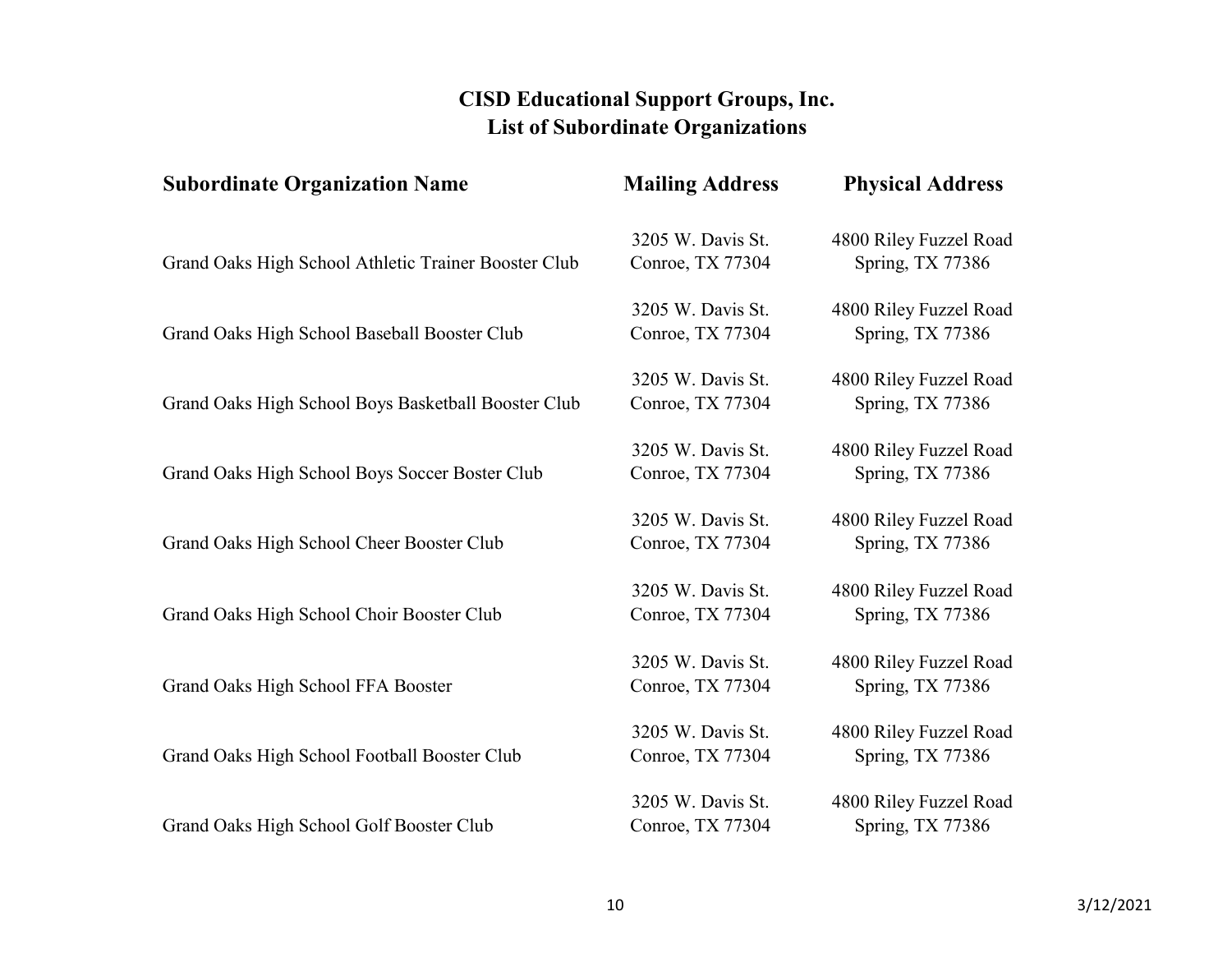# CISD Educational Support Groups, Inc.
## List of Subordinate Organizations

| Subordinate Organization Name | Mailing Address | Physical Address |
|---|---|---|
| Grand Oaks High School Athletic Trainer Booster Club | 3205 W. Davis St. Conroe, TX 77304 | 4800 Riley Fuzzel Road Spring, TX 77386 |
| Grand Oaks High School Baseball Booster Club | 3205 W. Davis St. Conroe, TX 77304 | 4800 Riley Fuzzel Road Spring, TX 77386 |
| Grand Oaks High School Boys Basketball Booster Club | 3205 W. Davis St. Conroe, TX 77304 | 4800 Riley Fuzzel Road Spring, TX 77386 |
| Grand Oaks High School Boys Soccer Boster Club | 3205 W. Davis St. Conroe, TX 77304 | 4800 Riley Fuzzel Road Spring, TX 77386 |
| Grand Oaks High School Cheer Booster Club | 3205 W. Davis St. Conroe, TX 77304 | 4800 Riley Fuzzel Road Spring, TX 77386 |
| Grand Oaks High School Choir Booster Club | 3205 W. Davis St. Conroe, TX 77304 | 4800 Riley Fuzzel Road Spring, TX 77386 |
| Grand Oaks High School FFA Booster | 3205 W. Davis St. Conroe, TX 77304 | 4800 Riley Fuzzel Road Spring, TX 77386 |
| Grand Oaks High School Football Booster Club | 3205 W. Davis St. Conroe, TX 77304 | 4800 Riley Fuzzel Road Spring, TX 77386 |
| Grand Oaks High School Golf Booster Club | 3205 W. Davis St. Conroe, TX 77304 | 4800 Riley Fuzzel Road Spring, TX 77386 |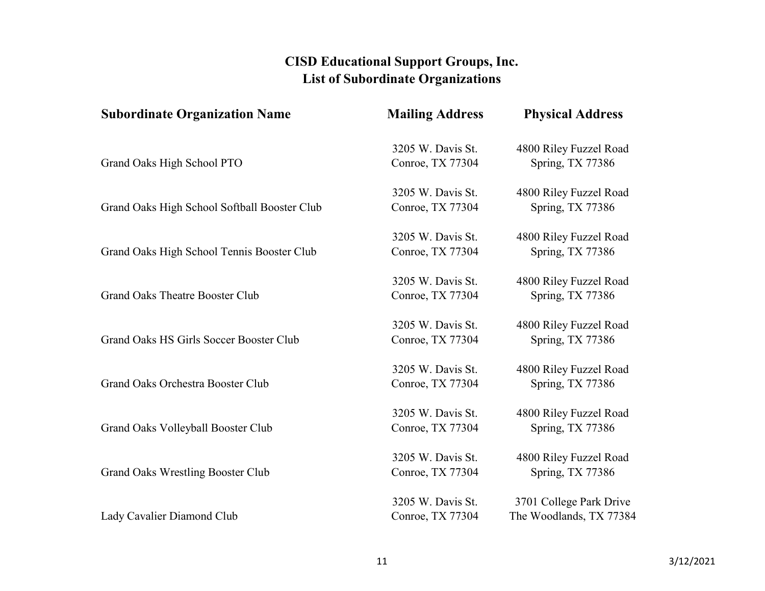**CISD Educational Support Groups, Inc.**
**List of Subordinate Organizations**

| Subordinate Organization Name | Mailing Address | Physical Address |
|---|---|---|
| Grand Oaks High School PTO | 3205 W. Davis St.<br>Conroe, TX 77304 | 4800 Riley Fuzzel Road<br>Spring, TX 77386 |
| Grand Oaks High School Softball Booster Club | 3205 W. Davis St.<br>Conroe, TX 77304 | 4800 Riley Fuzzel Road<br>Spring, TX 77386 |
| Grand Oaks High School Tennis Booster Club | 3205 W. Davis St.<br>Conroe, TX 77304 | 4800 Riley Fuzzel Road<br>Spring, TX 77386 |
| Grand Oaks Theatre Booster Club | 3205 W. Davis St.<br>Conroe, TX 77304 | 4800 Riley Fuzzel Road<br>Spring, TX 77386 |
| Grand Oaks HS Girls Soccer Booster Club | 3205 W. Davis St.<br>Conroe, TX 77304 | 4800 Riley Fuzzel Road<br>Spring, TX 77386 |
| Grand Oaks Orchestra Booster Club | 3205 W. Davis St.<br>Conroe, TX 77304 | 4800 Riley Fuzzel Road<br>Spring, TX 77386 |
| Grand Oaks Volleyball Booster Club | 3205 W. Davis St.<br>Conroe, TX 77304 | 4800 Riley Fuzzel Road<br>Spring, TX 77386 |
| Grand Oaks Wrestling Booster Club | 3205 W. Davis St.<br>Conroe, TX 77304 | 4800 Riley Fuzzel Road<br>Spring, TX 77386 |
| Lady Cavalier Diamond Club | 3205 W. Davis St.<br>Conroe, TX 77304 | 3701 College Park Drive<br>The Woodlands, TX 77384 |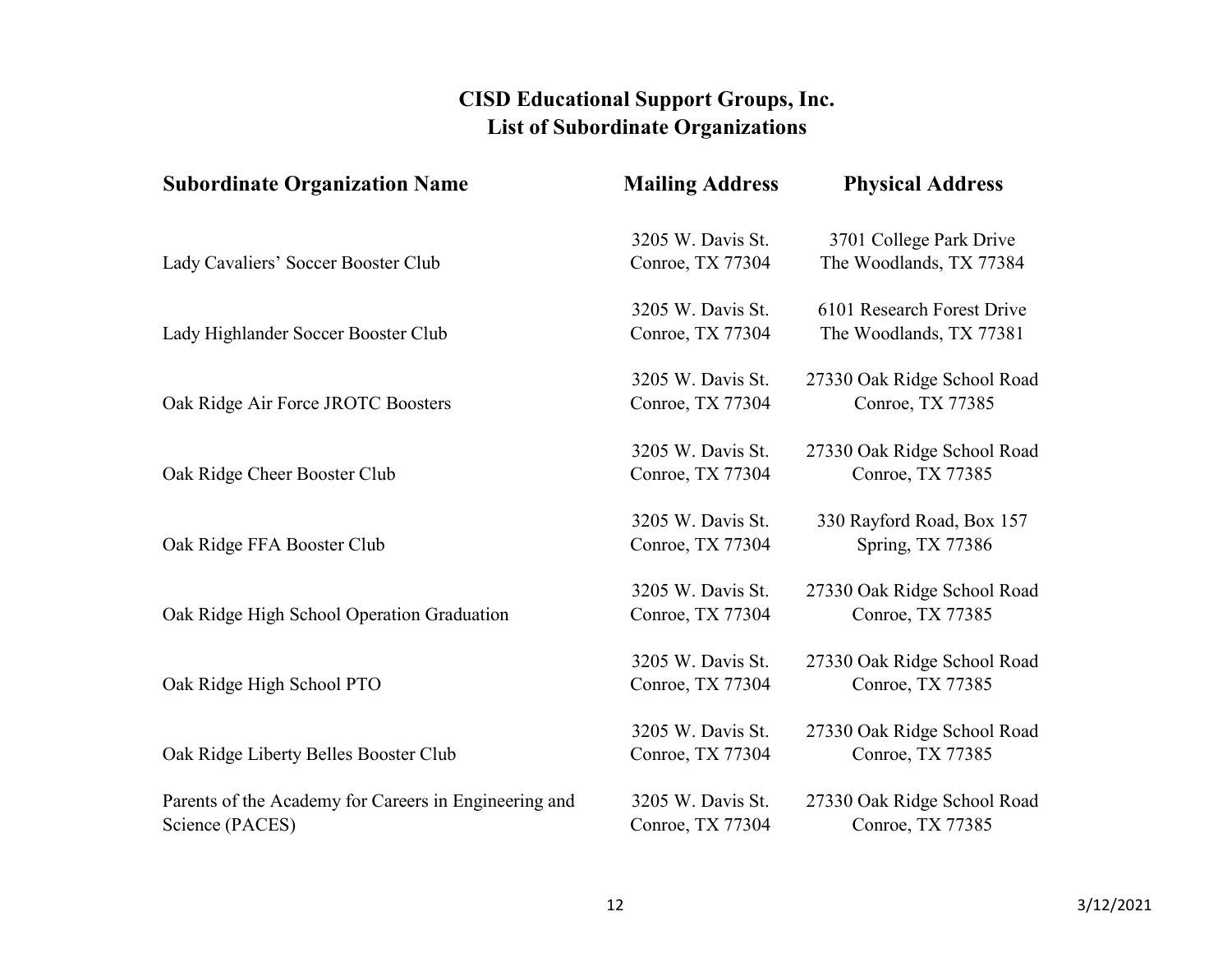## CISD Educational Support Groups, Inc.
## List of Subordinate Organizations

| Subordinate Organization Name | Mailing Address | Physical Address |
| --- | --- | --- |
| Lady Cavaliers' Soccer Booster Club | 3205 W. Davis St. Conroe, TX 77304 | 3701 College Park Drive The Woodlands, TX 77384 |
| Lady Highlander Soccer Booster Club | 3205 W. Davis St. Conroe, TX 77304 | 6101 Research Forest Drive The Woodlands, TX 77381 |
| Oak Ridge Air Force JROTC Boosters | 3205 W. Davis St. Conroe, TX 77304 | 27330 Oak Ridge School Road Conroe, TX 77385 |
| Oak Ridge Cheer Booster Club | 3205 W. Davis St. Conroe, TX 77304 | 27330 Oak Ridge School Road Conroe, TX 77385 |
| Oak Ridge FFA Booster Club | 3205 W. Davis St. Conroe, TX 77304 | 330 Rayford Road, Box 157 Spring, TX 77386 |
| Oak Ridge High School Operation Graduation | 3205 W. Davis St. Conroe, TX 77304 | 27330 Oak Ridge School Road Conroe, TX 77385 |
| Oak Ridge High School PTO | 3205 W. Davis St. Conroe, TX 77304 | 27330 Oak Ridge School Road Conroe, TX 77385 |
| Oak Ridge Liberty Belles Booster Club | 3205 W. Davis St. Conroe, TX 77304 | 27330 Oak Ridge School Road Conroe, TX 77385 |
| Parents of the Academy for Careers in Engineering and Science (PACES) | 3205 W. Davis St. Conroe, TX 77304 | 27330 Oak Ridge School Road Conroe, TX 77385 |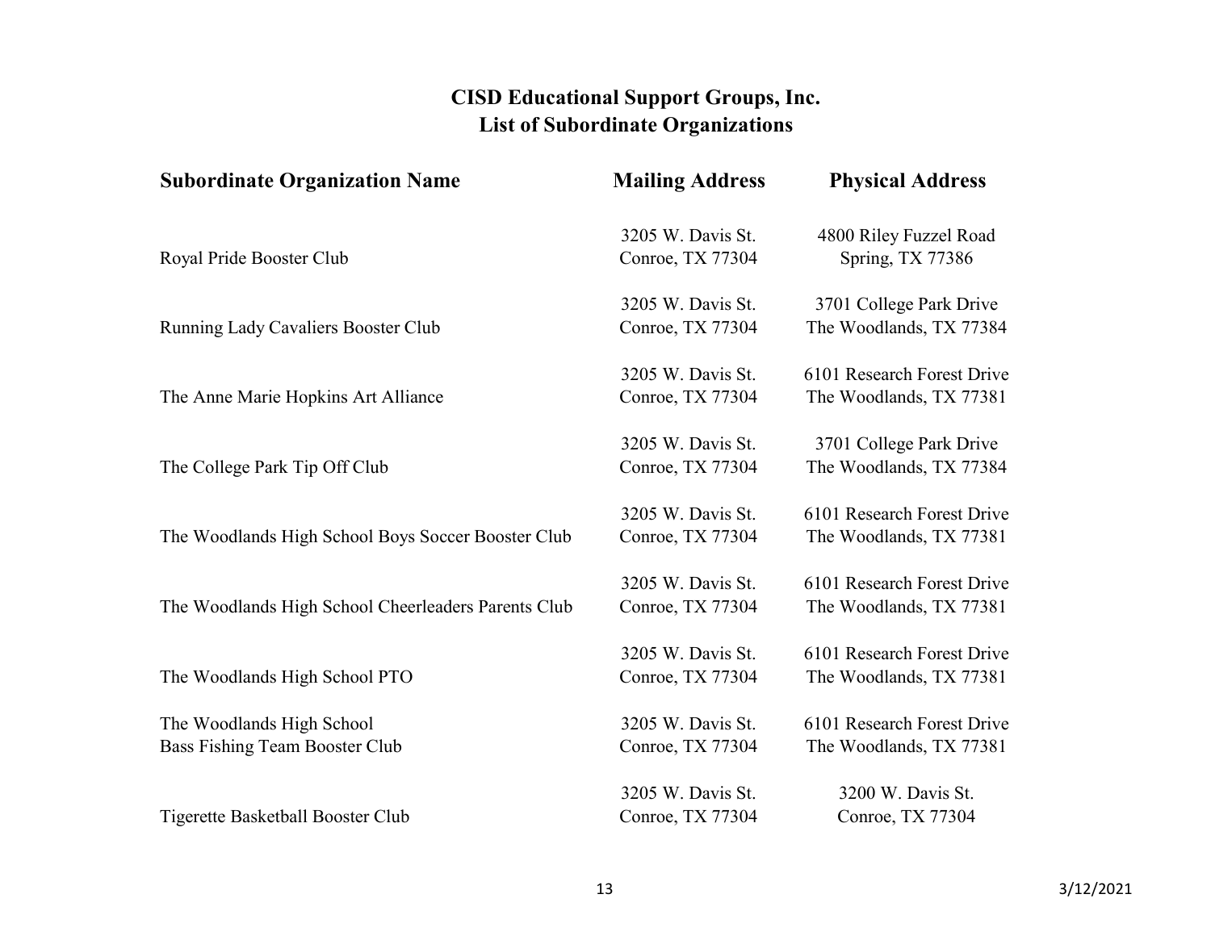# CISD Educational Support Groups, Inc.
## List of Subordinate Organizations

| Subordinate Organization Name | Mailing Address | Physical Address |
| --- | --- | --- |
| Royal Pride Booster Club | 3205 W. Davis St.<br>Conroe, TX 77304 | 4800 Riley Fuzzel Road<br>Spring, TX 77386 |
| Running Lady Cavaliers Booster Club | 3205 W. Davis St.<br>Conroe, TX 77304 | 3701 College Park Drive<br>The Woodlands, TX 77384 |
| The Anne Marie Hopkins Art Alliance | 3205 W. Davis St.<br>Conroe, TX 77304 | 6101 Research Forest Drive<br>The Woodlands, TX 77381 |
| The College Park Tip Off Club | 3205 W. Davis St.<br>Conroe, TX 77304 | 3701 College Park Drive<br>The Woodlands, TX 77384 |
| The Woodlands High School Boys Soccer Booster Club | 3205 W. Davis St.<br>Conroe, TX 77304 | 6101 Research Forest Drive<br>The Woodlands, TX 77381 |
| The Woodlands High School Cheerleaders Parents Club | 3205 W. Davis St.<br>Conroe, TX 77304 | 6101 Research Forest Drive<br>The Woodlands, TX 77381 |
| The Woodlands High School PTO | 3205 W. Davis St.<br>Conroe, TX 77304 | 6101 Research Forest Drive<br>The Woodlands, TX 77381 |
| The Woodlands High School<br>Bass Fishing Team Booster Club | 3205 W. Davis St.<br>Conroe, TX 77304 | 6101 Research Forest Drive<br>The Woodlands, TX 77381 |
| Tigerette Basketball Booster Club | 3205 W. Davis St.<br>Conroe, TX 77304 | 3200 W. Davis St.<br>Conroe, TX 77304 |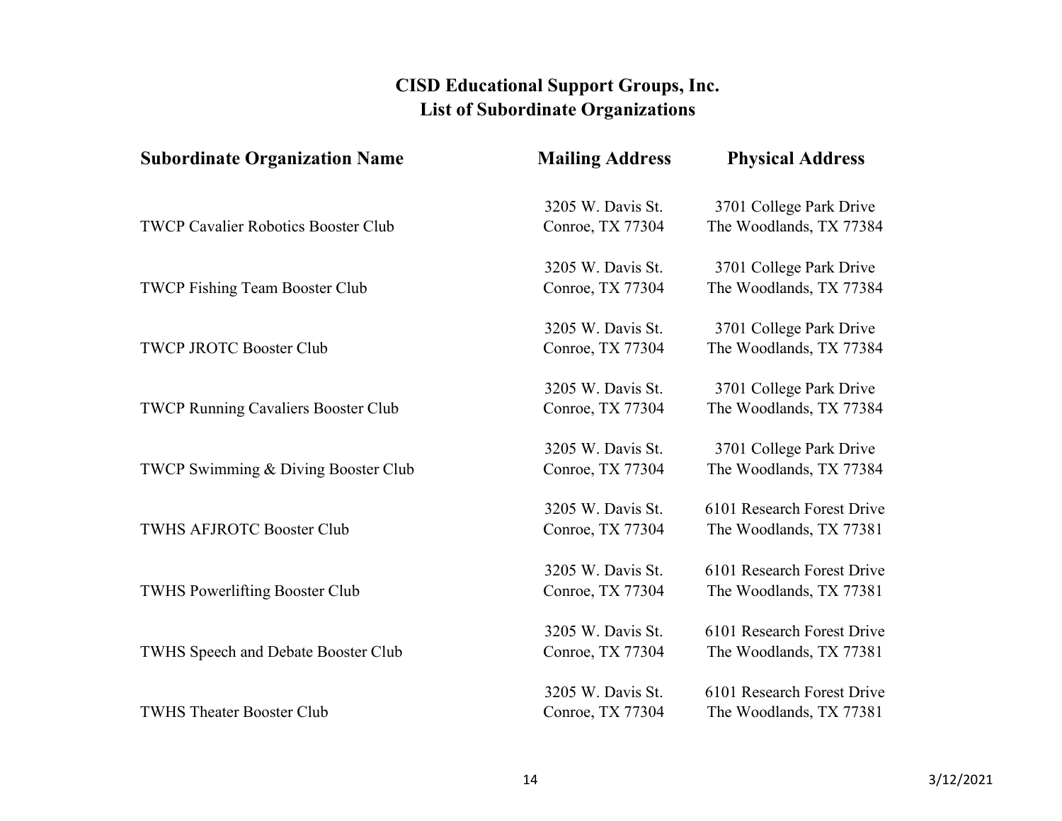# CISD Educational Support Groups, Inc.
## List of Subordinate Organizations

| Subordinate Organization Name | Mailing Address | Physical Address |
|---|---|---|
| TWCP Cavalier Robotics Booster Club | 3205 W. Davis St. Conroe, TX 77304 | 3701 College Park Drive The Woodlands, TX 77384 |
| TWCP Fishing Team Booster Club | 3205 W. Davis St. Conroe, TX 77304 | 3701 College Park Drive The Woodlands, TX 77384 |
| TWCP JROTC Booster Club | 3205 W. Davis St. Conroe, TX 77304 | 3701 College Park Drive The Woodlands, TX 77384 |
| TWCP Running Cavaliers Booster Club | 3205 W. Davis St. Conroe, TX 77304 | 3701 College Park Drive The Woodlands, TX 77384 |
| TWCP Swimming & Diving Booster Club | 3205 W. Davis St. Conroe, TX 77304 | 3701 College Park Drive The Woodlands, TX 77384 |
| TWHS AFJROTC Booster Club | 3205 W. Davis St. Conroe, TX 77304 | 6101 Research Forest Drive The Woodlands, TX 77381 |
| TWHS Powerlifting Booster Club | 3205 W. Davis St. Conroe, TX 77304 | 6101 Research Forest Drive The Woodlands, TX 77381 |
| TWHS Speech and Debate Booster Club | 3205 W. Davis St. Conroe, TX 77304 | 6101 Research Forest Drive The Woodlands, TX 77381 |
| TWHS Theater Booster Club | 3205 W. Davis St. Conroe, TX 77304 | 6101 Research Forest Drive The Woodlands, TX 77381 |

3/12/2021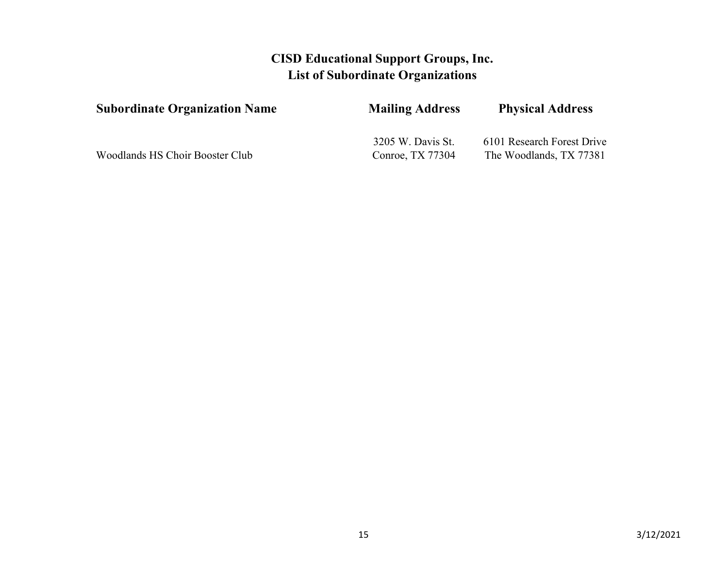# CISD Educational Support Groups, Inc.
## List of Subordinate Organizations

| Subordinate Organization Name | Mailing Address | Physical Address |
| --- | --- | --- |
| Woodlands HS Choir Booster Club | 3205 W. Davis St.<br>Conroe, TX 77304 | 6101 Research Forest Drive<br>The Woodlands, TX 77381 |